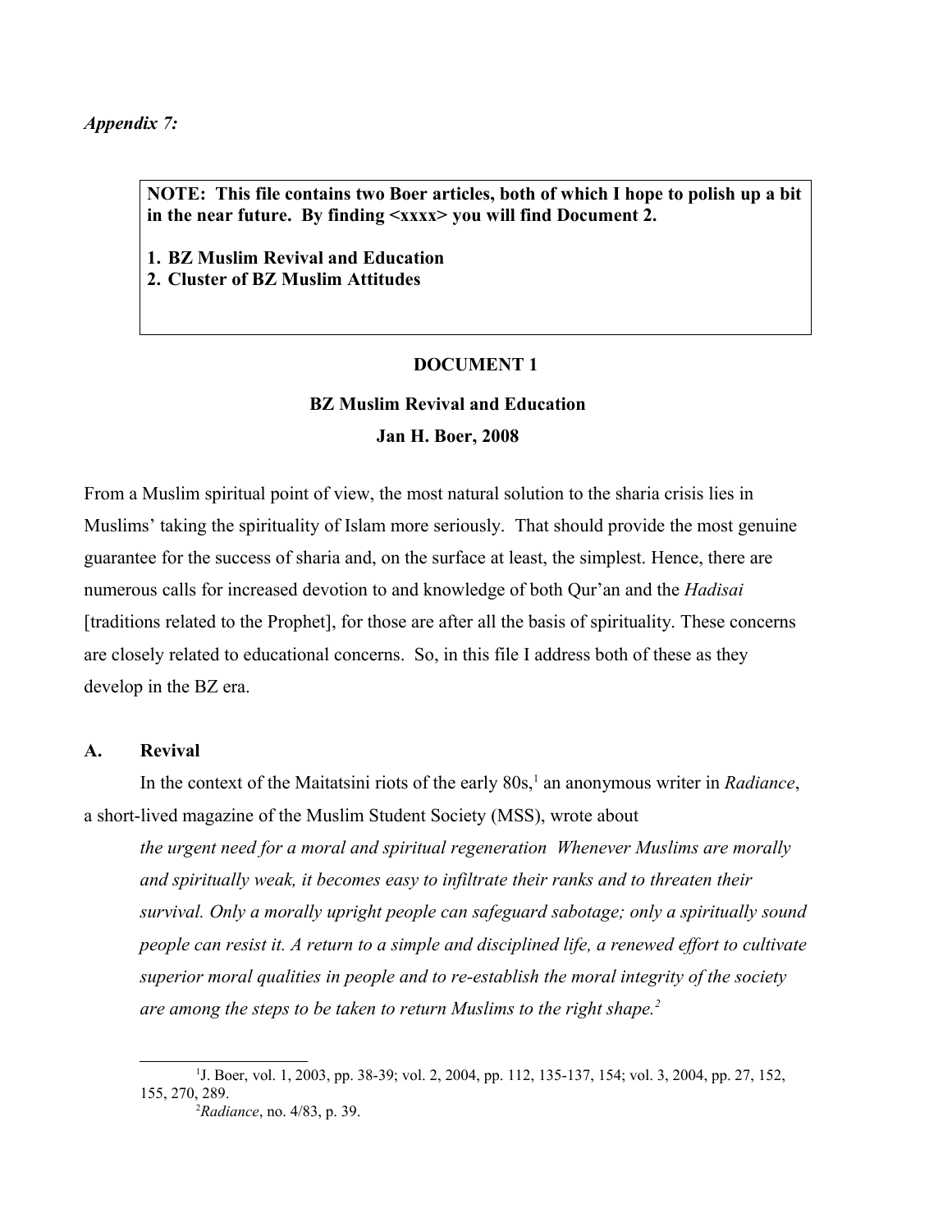***Appendix 7:***

> **NOTE: This file contains two Boer articles, both of which I hope to polish up a bit in the near future. By finding <xxxx> you will find Document 2.**
>
> **1. BZ Muslim Revival and Education**
> **2. Cluster of BZ Muslim Attitudes**

**DOCUMENT 1**

**BZ Muslim Revival and Education**

**Jan H. Boer, 2008**

From a Muslim spiritual point of view, the most natural solution to the sharia crisis lies in Muslims' taking the spirituality of Islam more seriously. That should provide the most genuine guarantee for the success of sharia and, on the surface at least, the simplest. Hence, there are numerous calls for increased devotion to and knowledge of both Qur'an and the *Hadisai* [traditions related to the Prophet], for those are after all the basis of spirituality. These concerns are closely related to educational concerns. So, in this file I address both of these as they develop in the BZ era.

## A. Revival

In the context of the Maitatsini riots of the early 80s,[1] an anonymous writer in *Radiance*, a short-lived magazine of the Muslim Student Society (MSS), wrote about

> *the urgent need for a moral and spiritual regeneration Whenever Muslims are morally and spiritually weak, it becomes easy to infiltrate their ranks and to threaten their survival. Only a morally upright people can safeguard sabotage; only a spiritually sound people can resist it. A return to a simple and disciplined life, a renewed effort to cultivate superior moral qualities in people and to re-establish the moral integrity of the society are among the steps to be taken to return Muslims to the right shape.[2]*

---

[1] J. Boer, vol. 1, 2003, pp. 38-39; vol. 2, 2004, pp. 112, 135-137, 154; vol. 3, 2004, pp. 27, 152, 155, 270, 289.

[2] *Radiance*, no. 4/83, p. 39.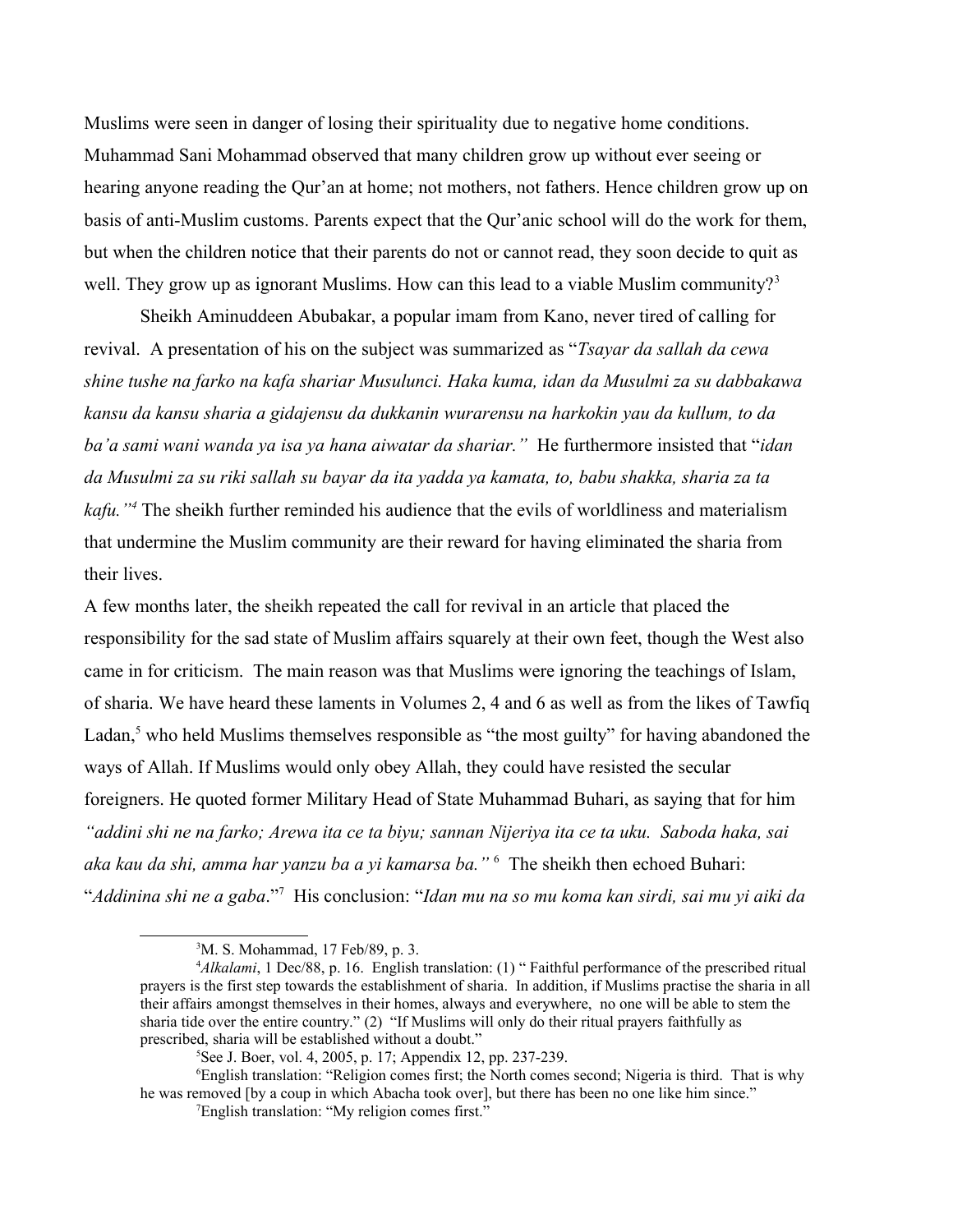Muslims were seen in danger of losing their spirituality due to negative home conditions. Muhammad Sani Mohammad observed that many children grow up without ever seeing or hearing anyone reading the Qur'an at home; not mothers, not fathers. Hence children grow up on basis of anti-Muslim customs. Parents expect that the Qur'anic school will do the work for them, but when the children notice that their parents do not or cannot read, they soon decide to quit as well. They grow up as ignorant Muslims. How can this lead to a viable Muslim community?[3]

Sheikh Aminuddeen Abubakar, a popular imam from Kano, never tired of calling for revival. A presentation of his on the subject was summarized as "*Tsayar da sallah da cewa shine tushe na farko na kafa shariar Musulunci. Haka kuma, idan da Musulmi za su dabbakawa kansu da kansu sharia a gidajensu da dukkanin wurarensu na harkokin yau da kullum, to da ba'a sami wani wanda ya isa ya hana aiwatar da shariar.*" He furthermore insisted that "*idan da Musulmi za su riki sallah su bayar da ita yadda ya kamata, to, babu shakka, sharia za ta kafu.*"[4] The sheikh further reminded his audience that the evils of worldliness and materialism that undermine the Muslim community are their reward for having eliminated the sharia from their lives.

A few months later, the sheikh repeated the call for revival in an article that placed the responsibility for the sad state of Muslim affairs squarely at their own feet, though the West also came in for criticism. The main reason was that Muslims were ignoring the teachings of Islam, of sharia. We have heard these laments in Volumes 2, 4 and 6 as well as from the likes of Tawfiq Ladan,[5] who held Muslims themselves responsible as "the most guilty" for having abandoned the ways of Allah. If Muslims would only obey Allah, they could have resisted the secular foreigners. He quoted former Military Head of State Muhammad Buhari, as saying that for him *"addini shi ne na farko; Arewa ita ce ta biyu; sannan Nijeriya ita ce ta uku. Saboda haka, sai aka kau da shi, amma har yanzu ba a yi kamarsa ba."* [6] The sheikh then echoed Buhari: "*Addinina shi ne a gaba*."[7] His conclusion: "*Idan mu na so mu koma kan sirdi, sai mu yi aiki da*

---

[3] M. S. Mohammad, 17 Feb/89, p. 3.

[4] *Alkalami*, 1 Dec/88, p. 16. English translation: (1) " Faithful performance of the prescribed ritual prayers is the first step towards the establishment of sharia. In addition, if Muslims practise the sharia in all their affairs amongst themselves in their homes, always and everywhere, no one will be able to stem the sharia tide over the entire country." (2) "If Muslims will only do their ritual prayers faithfully as prescribed, sharia will be established without a doubt."

[5] See J. Boer, vol. 4, 2005, p. 17; Appendix 12, pp. 237-239.

[6] English translation: "Religion comes first; the North comes second; Nigeria is third. That is why he was removed [by a coup in which Abacha took over], but there has been no one like him since."

[7] English translation: "My religion comes first."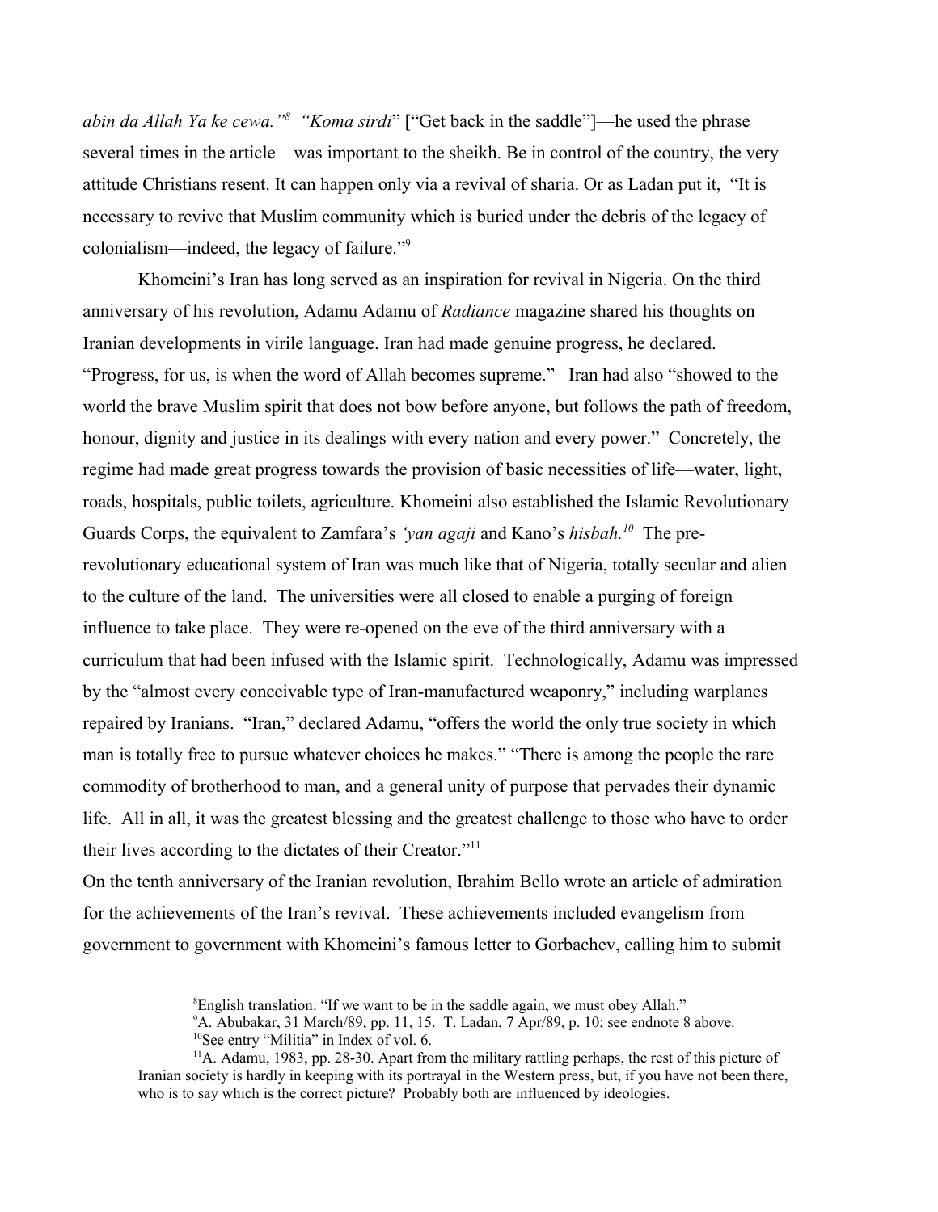*abin da Allah Ya ke cewa."*[8] *"Koma sirdi*" ["Get back in the saddle"]—he used the phrase several times in the article—was important to the sheikh. Be in control of the country, the very attitude Christians resent. It can happen only via a revival of sharia. Or as Ladan put it, "It is necessary to revive that Muslim community which is buried under the debris of the legacy of colonialism—indeed, the legacy of failure."[9]

Khomeini's Iran has long served as an inspiration for revival in Nigeria. On the third anniversary of his revolution, Adamu Adamu of *Radiance* magazine shared his thoughts on Iranian developments in virile language. Iran had made genuine progress, he declared. "Progress, for us, is when the word of Allah becomes supreme." Iran had also "showed to the world the brave Muslim spirit that does not bow before anyone, but follows the path of freedom, honour, dignity and justice in its dealings with every nation and every power." Concretely, the regime had made great progress towards the provision of basic necessities of life—water, light, roads, hospitals, public toilets, agriculture. Khomeini also established the Islamic Revolutionary Guards Corps, the equivalent to Zamfara's *'yan agaji* and Kano's *hisbah.*[10] The pre-revolutionary educational system of Iran was much like that of Nigeria, totally secular and alien to the culture of the land. The universities were all closed to enable a purging of foreign influence to take place. They were re-opened on the eve of the third anniversary with a curriculum that had been infused with the Islamic spirit. Technologically, Adamu was impressed by the "almost every conceivable type of Iran-manufactured weaponry," including warplanes repaired by Iranians. "Iran," declared Adamu, "offers the world the only true society in which man is totally free to pursue whatever choices he makes." "There is among the people the rare commodity of brotherhood to man, and a general unity of purpose that pervades their dynamic life. All in all, it was the greatest blessing and the greatest challenge to those who have to order their lives according to the dictates of their Creator."[11]

On the tenth anniversary of the Iranian revolution, Ibrahim Bello wrote an article of admiration for the achievements of the Iran's revival. These achievements included evangelism from government to government with Khomeini's famous letter to Gorbachev, calling him to submit

---

[8] English translation: "If we want to be in the saddle again, we must obey Allah."

[9] A. Abubakar, 31 March/89, pp. 11, 15. T. Ladan, 7 Apr/89, p. 10; see endnote 8 above.

[10] See entry "Militia" in Index of vol. 6.

[11] A. Adamu, 1983, pp. 28-30. Apart from the military rattling perhaps, the rest of this picture of Iranian society is hardly in keeping with its portrayal in the Western press, but, if you have not been there, who is to say which is the correct picture? Probably both are influenced by ideologies.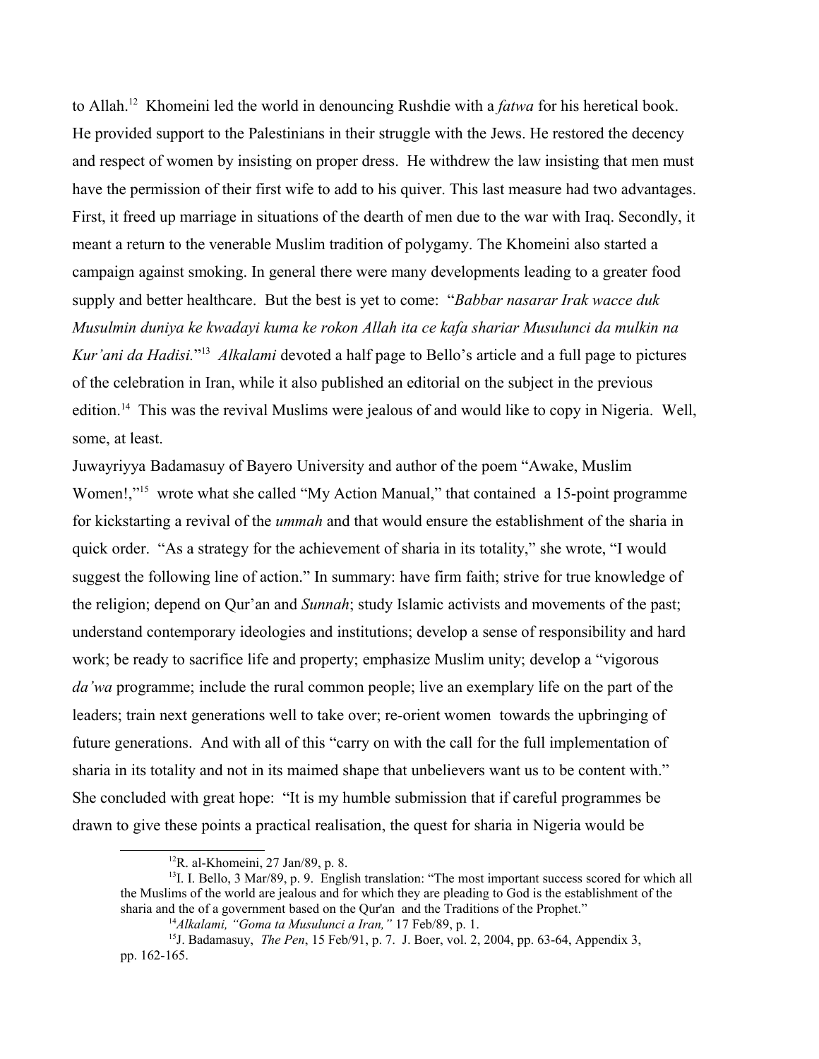to Allah.[12] Khomeini led the world in denouncing Rushdie with a *fatwa* for his heretical book. He provided support to the Palestinians in their struggle with the Jews. He restored the decency and respect of women by insisting on proper dress. He withdrew the law insisting that men must have the permission of their first wife to add to his quiver. This last measure had two advantages. First, it freed up marriage in situations of the dearth of men due to the war with Iraq. Secondly, it meant a return to the venerable Muslim tradition of polygamy. The Khomeini also started a campaign against smoking. In general there were many developments leading to a greater food supply and better healthcare. But the best is yet to come: "*Babbar nasarar Irak wacce duk Musulmin duniya ke kwadayi kuma ke rokon Allah ita ce kafa shariar Musulunci da mulkin na Kur'ani da Hadisi.*"[13] *Alkalami* devoted a half page to Bello's article and a full page to pictures of the celebration in Iran, while it also published an editorial on the subject in the previous edition.[14] This was the revival Muslims were jealous of and would like to copy in Nigeria. Well, some, at least.

Juwayriyya Badamasuy of Bayero University and author of the poem "Awake, Muslim Women!,"[15] wrote what she called "My Action Manual," that contained a 15-point programme for kickstarting a revival of the *ummah* and that would ensure the establishment of the sharia in quick order. "As a strategy for the achievement of sharia in its totality," she wrote, "I would suggest the following line of action." In summary: have firm faith; strive for true knowledge of the religion; depend on Qur'an and *Sunnah*; study Islamic activists and movements of the past; understand contemporary ideologies and institutions; develop a sense of responsibility and hard work; be ready to sacrifice life and property; emphasize Muslim unity; develop a "vigorous *da'wa* programme; include the rural common people; live an exemplary life on the part of the leaders; train next generations well to take over; re-orient women towards the upbringing of future generations. And with all of this "carry on with the call for the full implementation of sharia in its totality and not in its maimed shape that unbelievers want us to be content with." She concluded with great hope: "It is my humble submission that if careful programmes be drawn to give these points a practical realisation, the quest for sharia in Nigeria would be

---

[12] R. al-Khomeini, 27 Jan/89, p. 8.

[13] I. I. Bello, 3 Mar/89, p. 9. English translation: "The most important success scored for which all the Muslims of the world are jealous and for which they are pleading to God is the establishment of the sharia and the of a government based on the Qur'an and the Traditions of the Prophet."

[14] *Alkalami, "Goma ta Musulunci a Iran,"* 17 Feb/89, p. 1.

[15] J. Badamasuy, *The Pen*, 15 Feb/91, p. 7. J. Boer, vol. 2, 2004, pp. 63-64, Appendix 3, pp. 162-165.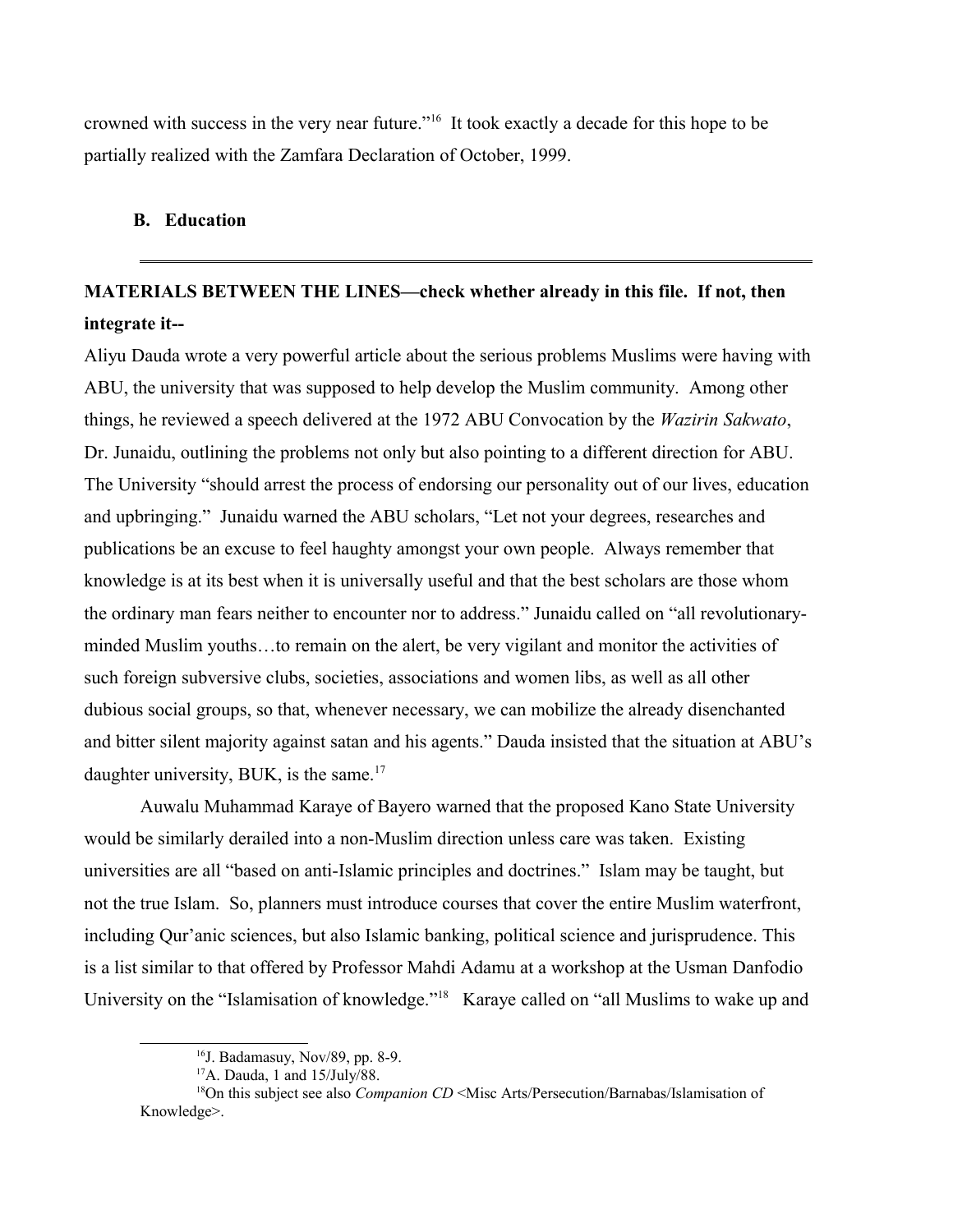crowned with success in the very near future."[16] It took exactly a decade for this hope to be partially realized with the Zamfara Declaration of October, 1999.

### B. Education

---

**MATERIALS BETWEEN THE LINES—check whether already in this file. If not, then integrate it--**

Aliyu Dauda wrote a very powerful article about the serious problems Muslims were having with ABU, the university that was supposed to help develop the Muslim community. Among other things, he reviewed a speech delivered at the 1972 ABU Convocation by the *Wazirin Sakwato*, Dr. Junaidu, outlining the problems not only but also pointing to a different direction for ABU. The University "should arrest the process of endorsing our personality out of our lives, education and upbringing." Junaidu warned the ABU scholars, "Let not your degrees, researches and publications be an excuse to feel haughty amongst your own people. Always remember that knowledge is at its best when it is universally useful and that the best scholars are those whom the ordinary man fears neither to encounter nor to address." Junaidu called on "all revolutionary-minded Muslim youths…to remain on the alert, be very vigilant and monitor the activities of such foreign subversive clubs, societies, associations and women libs, as well as all other dubious social groups, so that, whenever necessary, we can mobilize the already disenchanted and bitter silent majority against satan and his agents." Dauda insisted that the situation at ABU's daughter university, BUK, is the same.[17]

Auwalu Muhammad Karaye of Bayero warned that the proposed Kano State University would be similarly derailed into a non-Muslim direction unless care was taken. Existing universities are all "based on anti-Islamic principles and doctrines." Islam may be taught, but not the true Islam. So, planners must introduce courses that cover the entire Muslim waterfront, including Qur'anic sciences, but also Islamic banking, political science and jurisprudence. This is a list similar to that offered by Professor Mahdi Adamu at a workshop at the Usman Danfodio University on the "Islamisation of knowledge."[18] Karaye called on "all Muslims to wake up and

---

[16] J. Badamasuy, Nov/89, pp. 8-9.

[17] A. Dauda, 1 and 15/July/88.

[18] On this subject see also *Companion CD* <Misc Arts/Persecution/Barnabas/Islamisation of Knowledge>.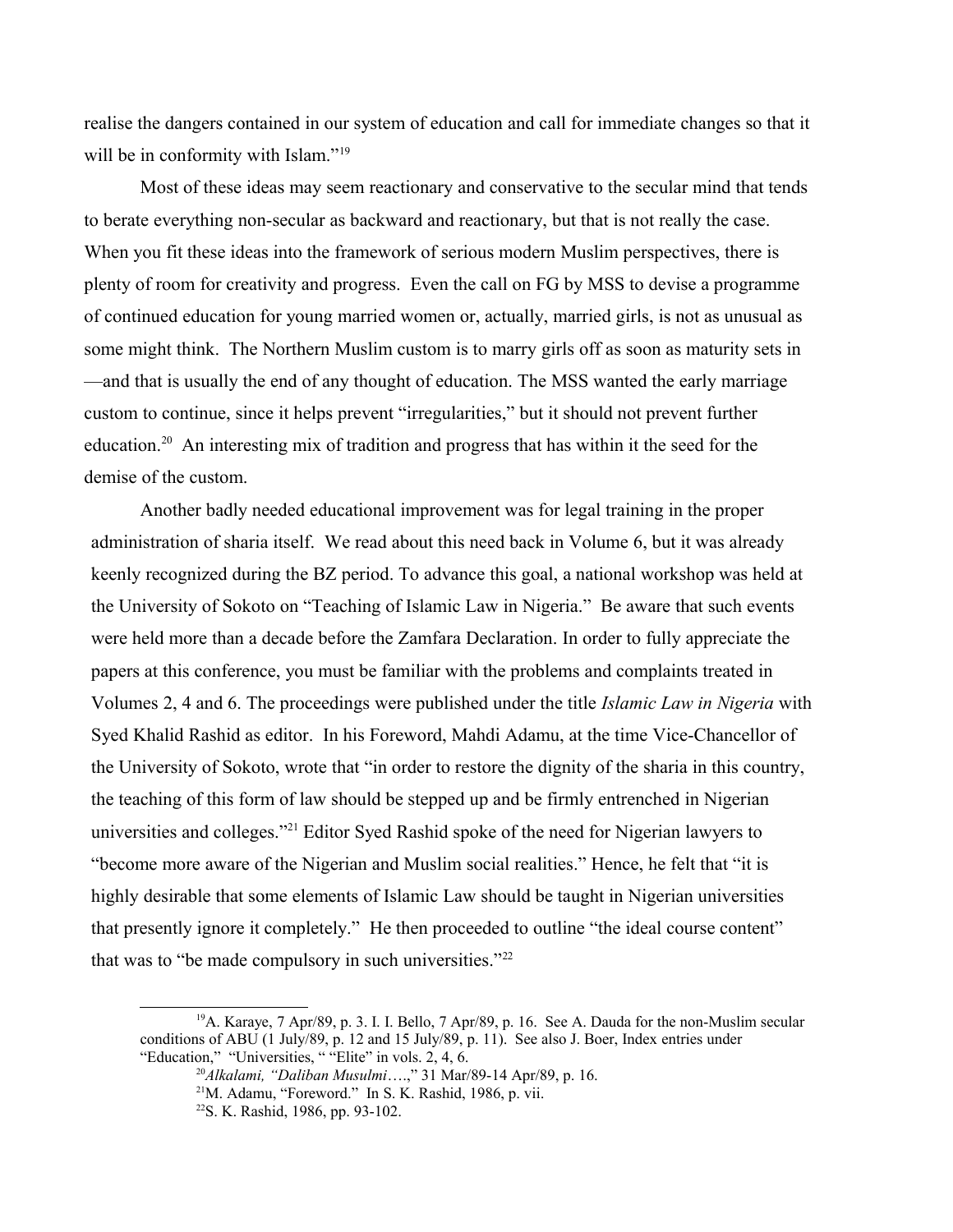realise the dangers contained in our system of education and call for immediate changes so that it will be in conformity with Islam."[19]

Most of these ideas may seem reactionary and conservative to the secular mind that tends to berate everything non-secular as backward and reactionary, but that is not really the case. When you fit these ideas into the framework of serious modern Muslim perspectives, there is plenty of room for creativity and progress. Even the call on FG by MSS to devise a programme of continued education for young married women or, actually, married girls, is not as unusual as some might think. The Northern Muslim custom is to marry girls off as soon as maturity sets in—and that is usually the end of any thought of education. The MSS wanted the early marriage custom to continue, since it helps prevent "irregularities," but it should not prevent further education.[20] An interesting mix of tradition and progress that has within it the seed for the demise of the custom.

Another badly needed educational improvement was for legal training in the proper administration of sharia itself. We read about this need back in Volume 6, but it was already keenly recognized during the BZ period. To advance this goal, a national workshop was held at the University of Sokoto on "Teaching of Islamic Law in Nigeria." Be aware that such events were held more than a decade before the Zamfara Declaration. In order to fully appreciate the papers at this conference, you must be familiar with the problems and complaints treated in Volumes 2, 4 and 6. The proceedings were published under the title *Islamic Law in Nigeria* with Syed Khalid Rashid as editor. In his Foreword, Mahdi Adamu, at the time Vice-Chancellor of the University of Sokoto, wrote that "in order to restore the dignity of the sharia in this country, the teaching of this form of law should be stepped up and be firmly entrenched in Nigerian universities and colleges."[21] Editor Syed Rashid spoke of the need for Nigerian lawyers to "become more aware of the Nigerian and Muslim social realities." Hence, he felt that "it is highly desirable that some elements of Islamic Law should be taught in Nigerian universities that presently ignore it completely." He then proceeded to outline "the ideal course content" that was to "be made compulsory in such universities."[22]

---

[19]A. Karaye, 7 Apr/89, p. 3. I. I. Bello, 7 Apr/89, p. 16. See A. Dauda for the non-Muslim secular conditions of ABU (1 July/89, p. 12 and 15 July/89, p. 11). See also J. Boer, Index entries under "Education," "Universities, " "Elite" in vols. 2, 4, 6.

[20]*Alkalami, "Daliban Musulmi*….," 31 Mar/89-14 Apr/89, p. 16.

[21]M. Adamu, "Foreword." In S. K. Rashid, 1986, p. vii.

[22]S. K. Rashid, 1986, pp. 93-102.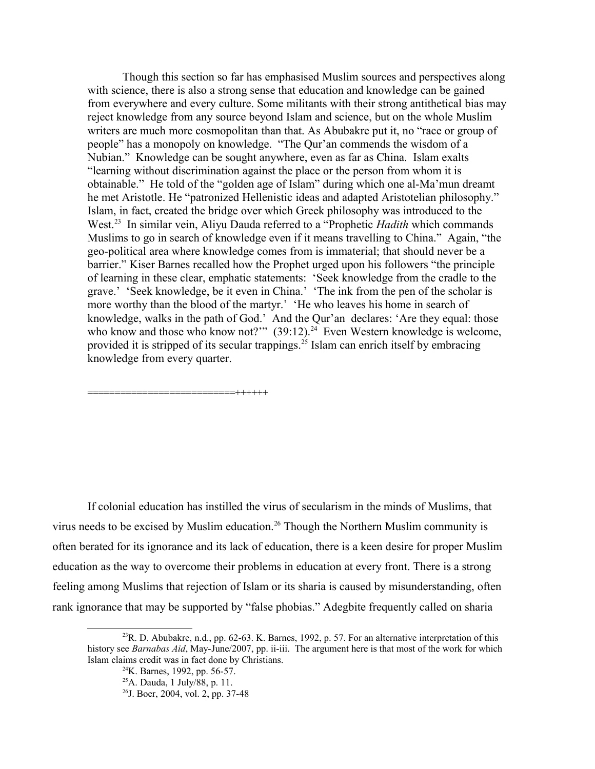Though this section so far has emphasised Muslim sources and perspectives along with science, there is also a strong sense that education and knowledge can be gained from everywhere and every culture. Some militants with their strong antithetical bias may reject knowledge from any source beyond Islam and science, but on the whole Muslim writers are much more cosmopolitan than that. As Abubakre put it, no "race or group of people" has a monopoly on knowledge. "The Qur'an commends the wisdom of a Nubian." Knowledge can be sought anywhere, even as far as China. Islam exalts "learning without discrimination against the place or the person from whom it is obtainable." He told of the "golden age of Islam" during which one al-Ma'mun dreamt he met Aristotle. He "patronized Hellenistic ideas and adapted Aristotelian philosophy." Islam, in fact, created the bridge over which Greek philosophy was introduced to the West.[23] In similar vein, Aliyu Dauda referred to a "Prophetic *Hadith* which commands Muslims to go in search of knowledge even if it means travelling to China." Again, "the geo-political area where knowledge comes from is immaterial; that should never be a barrier." Kiser Barnes recalled how the Prophet urged upon his followers "the principle of learning in these clear, emphatic statements: 'Seek knowledge from the cradle to the grave.' 'Seek knowledge, be it even in China.' 'The ink from the pen of the scholar is more worthy than the blood of the martyr.' 'He who leaves his home in search of knowledge, walks in the path of God.' And the Qur'an declares: 'Are they equal: those who know and those who know not?'" (39:12).[24] Even Western knowledge is welcome, provided it is stripped of its secular trappings.[25] Islam can enrich itself by embracing knowledge from every quarter.

==========================++++++

If colonial education has instilled the virus of secularism in the minds of Muslims, that virus needs to be excised by Muslim education.[26] Though the Northern Muslim community is often berated for its ignorance and its lack of education, there is a keen desire for proper Muslim education as the way to overcome their problems in education at every front. There is a strong feeling among Muslims that rejection of Islam or its sharia is caused by misunderstanding, often rank ignorance that may be supported by "false phobias." Adegbite frequently called on sharia

---

[23] R. D. Abubakre, n.d., pp. 62-63. K. Barnes, 1992, p. 57. For an alternative interpretation of this history see *Barnabas Aid*, May-June/2007, pp. ii-iii. The argument here is that most of the work for which Islam claims credit was in fact done by Christians.

[24] K. Barnes, 1992, pp. 56-57.

[25] A. Dauda, 1 July/88, p. 11.

[26] J. Boer, 2004, vol. 2, pp. 37-48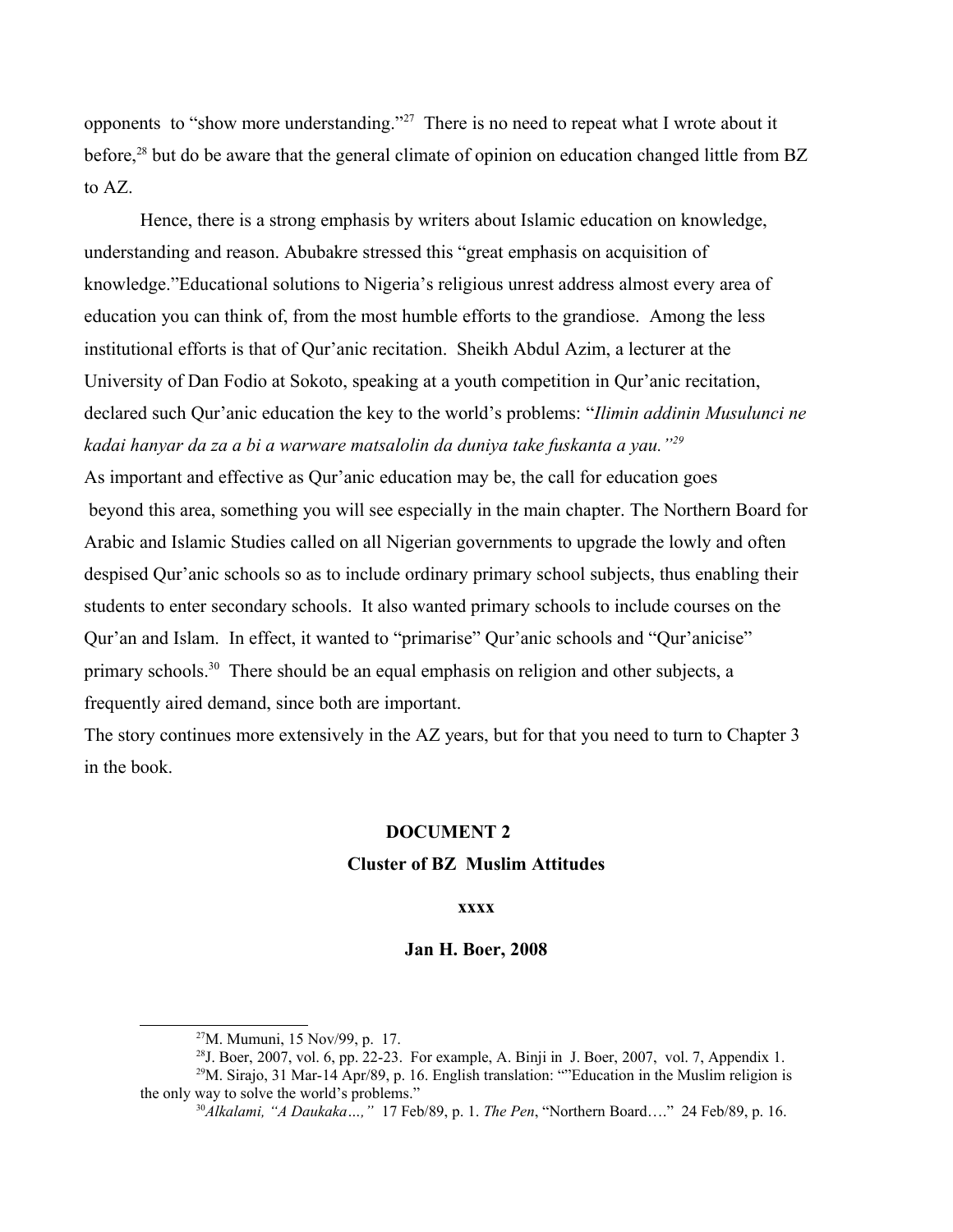opponents to "show more understanding."[27] There is no need to repeat what I wrote about it before,[28] but do be aware that the general climate of opinion on education changed little from BZ to AZ.

Hence, there is a strong emphasis by writers about Islamic education on knowledge, understanding and reason. Abubakre stressed this "great emphasis on acquisition of knowledge."Educational solutions to Nigeria's religious unrest address almost every area of education you can think of, from the most humble efforts to the grandiose. Among the less institutional efforts is that of Qur'anic recitation. Sheikh Abdul Azim, a lecturer at the University of Dan Fodio at Sokoto, speaking at a youth competition in Qur'anic recitation, declared such Qur'anic education the key to the world's problems: "*Ilimin addinin Musulunci ne kadai hanyar da za a bi a warware matsalolin da duniya take fuskanta a yau."*[29]

As important and effective as Qur'anic education may be, the call for education goes beyond this area, something you will see especially in the main chapter. The Northern Board for Arabic and Islamic Studies called on all Nigerian governments to upgrade the lowly and often despised Qur'anic schools so as to include ordinary primary school subjects, thus enabling their students to enter secondary schools. It also wanted primary schools to include courses on the Qur'an and Islam. In effect, it wanted to "primarise" Qur'anic schools and "Qur'anicise" primary schools.[30] There should be an equal emphasis on religion and other subjects, a frequently aired demand, since both are important.

The story continues more extensively in the AZ years, but for that you need to turn to Chapter 3 in the book.

**DOCUMENT 2**

**Cluster of BZ Muslim Attitudes**

**xxxx**

**Jan H. Boer, 2008**

---

[27]M. Mumuni, 15 Nov/99, p. 17.

[28]J. Boer, 2007, vol. 6, pp. 22-23. For example, A. Binji in J. Boer, 2007, vol. 7, Appendix 1.

[29]M. Sirajo, 31 Mar-14 Apr/89, p. 16. English translation: ""Education in the Muslim religion is the only way to solve the world's problems."

[30]*Alkalami, "A Daukaka…,"* 17 Feb/89, p. 1. *The Pen*, "Northern Board…." 24 Feb/89, p. 16.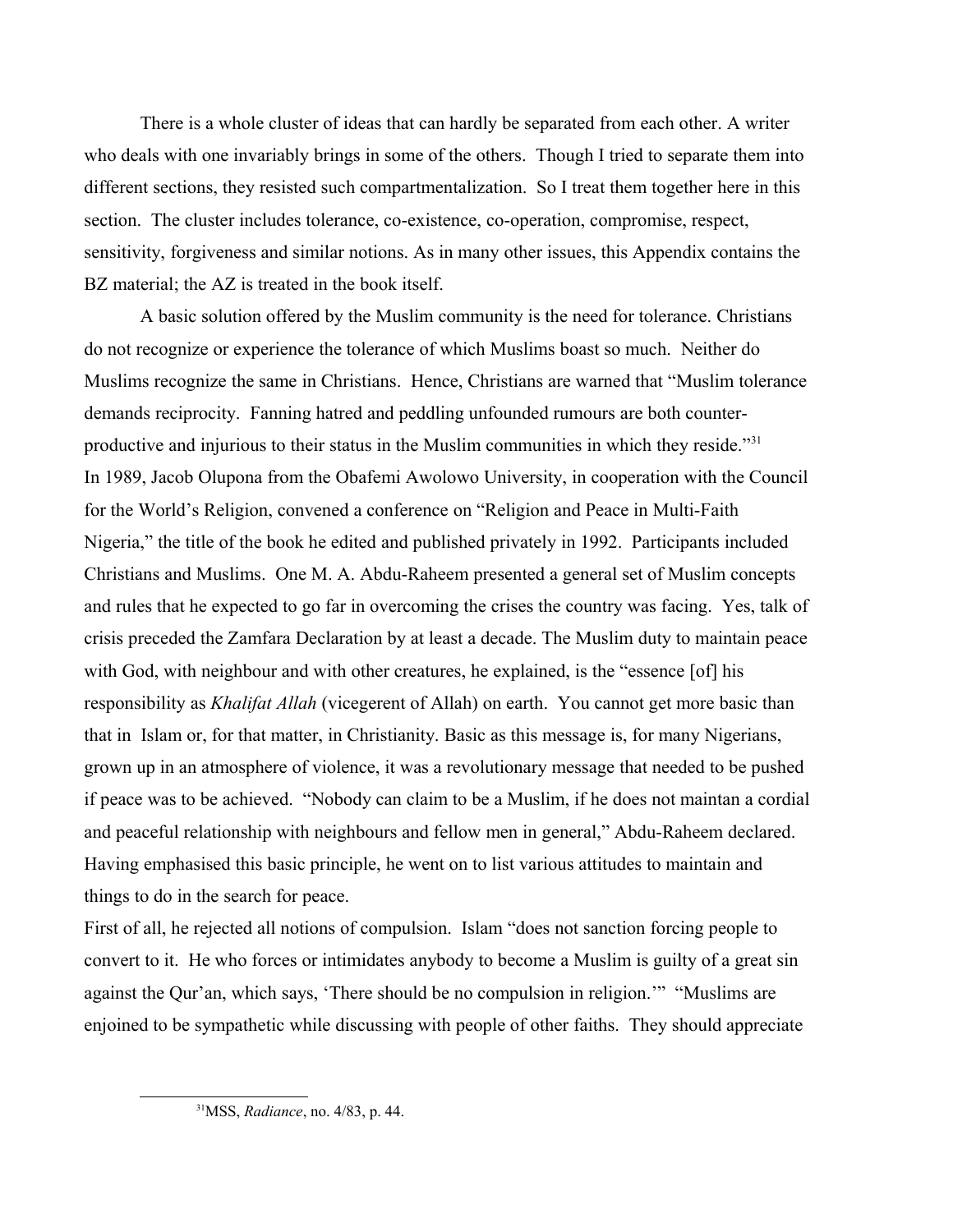There is a whole cluster of ideas that can hardly be separated from each other. A writer who deals with one invariably brings in some of the others. Though I tried to separate them into different sections, they resisted such compartmentalization. So I treat them together here in this section. The cluster includes tolerance, co-existence, co-operation, compromise, respect, sensitivity, forgiveness and similar notions. As in many other issues, this Appendix contains the BZ material; the AZ is treated in the book itself.

A basic solution offered by the Muslim community is the need for tolerance. Christians do not recognize or experience the tolerance of which Muslims boast so much. Neither do Muslims recognize the same in Christians. Hence, Christians are warned that "Muslim tolerance demands reciprocity. Fanning hatred and peddling unfounded rumours are both counter-productive and injurious to their status in the Muslim communities in which they reside."[31]

In 1989, Jacob Olupona from the Obafemi Awolowo University, in cooperation with the Council for the World's Religion, convened a conference on "Religion and Peace in Multi-Faith Nigeria," the title of the book he edited and published privately in 1992. Participants included Christians and Muslims. One M. A. Abdu-Raheem presented a general set of Muslim concepts and rules that he expected to go far in overcoming the crises the country was facing. Yes, talk of crisis preceded the Zamfara Declaration by at least a decade. The Muslim duty to maintain peace with God, with neighbour and with other creatures, he explained, is the "essence [of] his responsibility as *Khalifat Allah* (vicegerent of Allah) on earth. You cannot get more basic than that in Islam or, for that matter, in Christianity. Basic as this message is, for many Nigerians, grown up in an atmosphere of violence, it was a revolutionary message that needed to be pushed if peace was to be achieved. "Nobody can claim to be a Muslim, if he does not maintan a cordial and peaceful relationship with neighbours and fellow men in general," Abdu-Raheem declared. Having emphasised this basic principle, he went on to list various attitudes to maintain and things to do in the search for peace.

First of all, he rejected all notions of compulsion. Islam "does not sanction forcing people to convert to it. He who forces or intimidates anybody to become a Muslim is guilty of a great sin against the Qur'an, which says, 'There should be no compulsion in religion.'" "Muslims are enjoined to be sympathetic while discussing with people of other faiths. They should appreciate

[31]MSS, *Radiance*, no. 4/83, p. 44.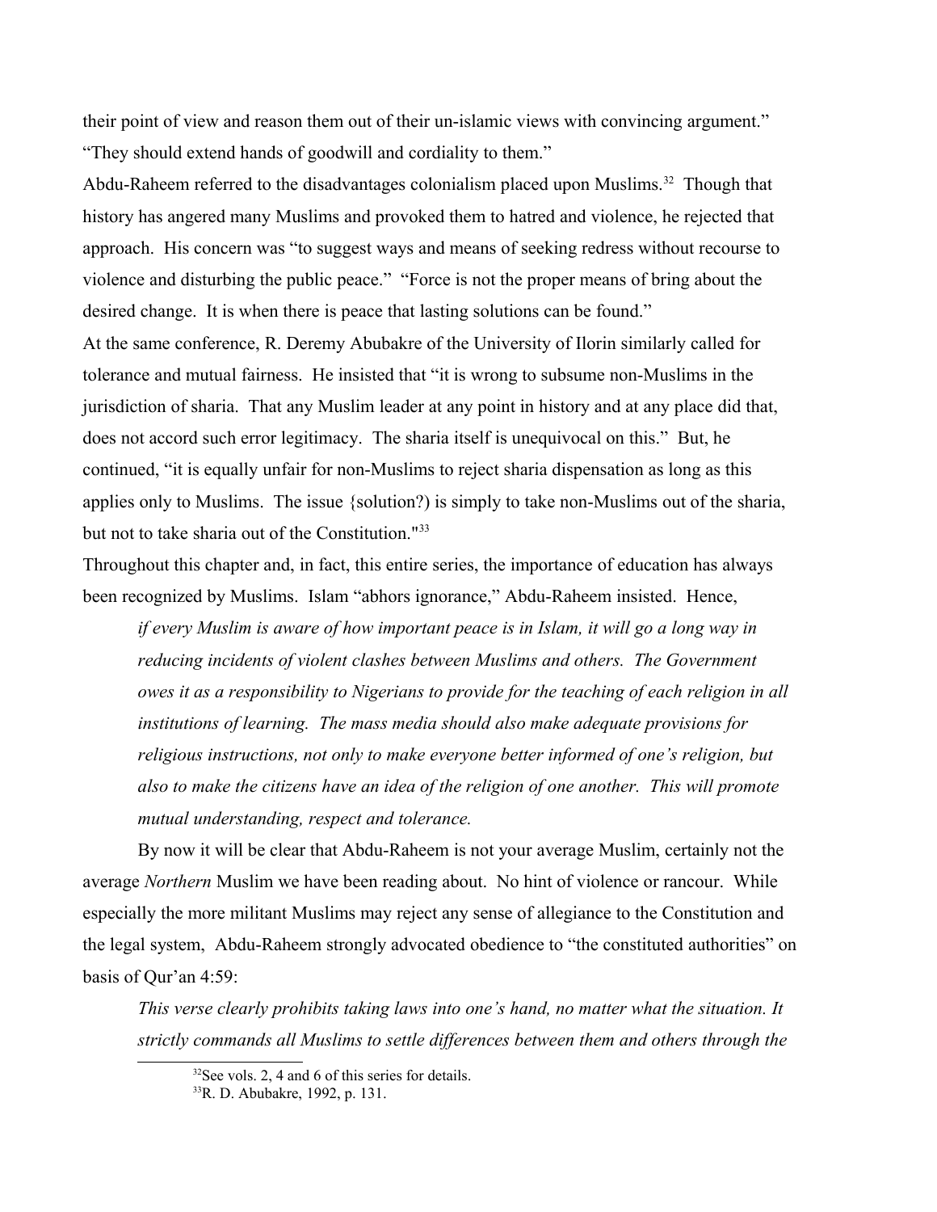their point of view and reason them out of their un-islamic views with convincing argument." "They should extend hands of goodwill and cordiality to them."

Abdu-Raheem referred to the disadvantages colonialism placed upon Muslims.[32] Though that history has angered many Muslims and provoked them to hatred and violence, he rejected that approach. His concern was "to suggest ways and means of seeking redress without recourse to violence and disturbing the public peace." "Force is not the proper means of bring about the desired change. It is when there is peace that lasting solutions can be found."

At the same conference, R. Deremy Abubakre of the University of Ilorin similarly called for tolerance and mutual fairness. He insisted that "it is wrong to subsume non-Muslims in the jurisdiction of sharia. That any Muslim leader at any point in history and at any place did that, does not accord such error legitimacy. The sharia itself is unequivocal on this." But, he continued, "it is equally unfair for non-Muslims to reject sharia dispensation as long as this applies only to Muslims. The issue {solution?) is simply to take non-Muslims out of the sharia, but not to take sharia out of the Constitution."[33]

Throughout this chapter and, in fact, this entire series, the importance of education has always been recognized by Muslims. Islam "abhors ignorance," Abdu-Raheem insisted. Hence,

> *if every Muslim is aware of how important peace is in Islam, it will go a long way in reducing incidents of violent clashes between Muslims and others. The Government owes it as a responsibility to Nigerians to provide for the teaching of each religion in all institutions of learning. The mass media should also make adequate provisions for religious instructions, not only to make everyone better informed of one's religion, but also to make the citizens have an idea of the religion of one another. This will promote mutual understanding, respect and tolerance.*

By now it will be clear that Abdu-Raheem is not your average Muslim, certainly not the average *Northern* Muslim we have been reading about. No hint of violence or rancour. While especially the more militant Muslims may reject any sense of allegiance to the Constitution and the legal system, Abdu-Raheem strongly advocated obedience to "the constituted authorities" on basis of Qur'an 4:59:

> *This verse clearly prohibits taking laws into one's hand, no matter what the situation. It strictly commands all Muslims to settle differences between them and others through the*

[32] See vols. 2, 4 and 6 of this series for details.

[33] R. D. Abubakre, 1992, p. 131.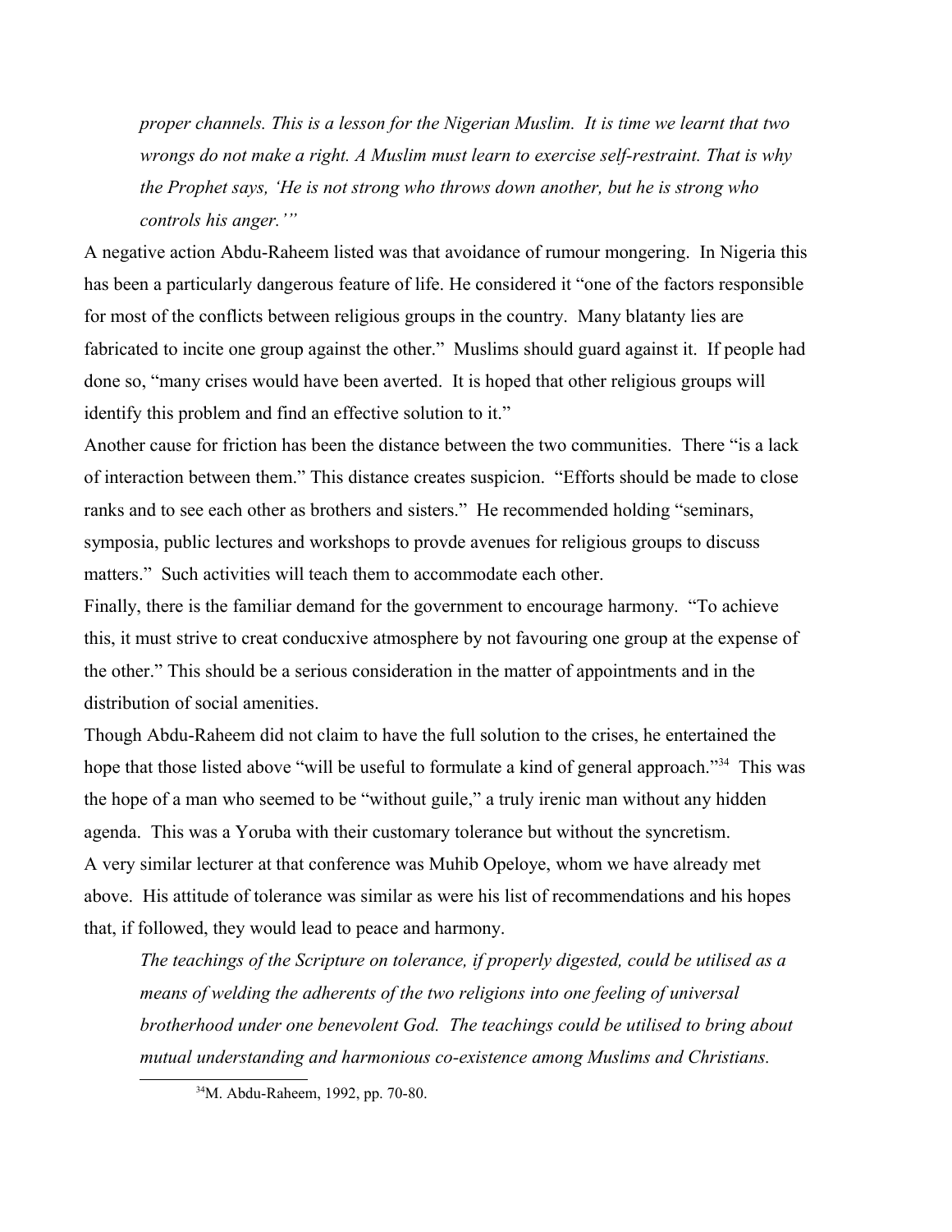*proper channels. This is a lesson for the Nigerian Muslim. It is time we learnt that two wrongs do not make a right. A Muslim must learn to exercise self-restraint. That is why the Prophet says, 'He is not strong who throws down another, but he is strong who controls his anger.'"*

A negative action Abdu-Raheem listed was that avoidance of rumour mongering. In Nigeria this has been a particularly dangerous feature of life. He considered it "one of the factors responsible for most of the conflicts between religious groups in the country. Many blatanty lies are fabricated to incite one group against the other." Muslims should guard against it. If people had done so, "many crises would have been averted. It is hoped that other religious groups will identify this problem and find an effective solution to it."

Another cause for friction has been the distance between the two communities. There "is a lack of interaction between them." This distance creates suspicion. "Efforts should be made to close ranks and to see each other as brothers and sisters." He recommended holding "seminars, symposia, public lectures and workshops to provde avenues for religious groups to discuss matters." Such activities will teach them to accommodate each other.

Finally, there is the familiar demand for the government to encourage harmony. "To achieve this, it must strive to creat conducxive atmosphere by not favouring one group at the expense of the other." This should be a serious consideration in the matter of appointments and in the distribution of social amenities.

Though Abdu-Raheem did not claim to have the full solution to the crises, he entertained the hope that those listed above "will be useful to formulate a kind of general approach."[34] This was the hope of a man who seemed to be "without guile," a truly irenic man without any hidden agenda. This was a Yoruba with their customary tolerance but without the syncretism.

A very similar lecturer at that conference was Muhib Opeloye, whom we have already met above. His attitude of tolerance was similar as were his list of recommendations and his hopes that, if followed, they would lead to peace and harmony.

*The teachings of the Scripture on tolerance, if properly digested, could be utilised as a means of welding the adherents of the two religions into one feeling of universal brotherhood under one benevolent God. The teachings could be utilised to bring about mutual understanding and harmonious co-existence among Muslims and Christians.*

[34]M. Abdu-Raheem, 1992, pp. 70-80.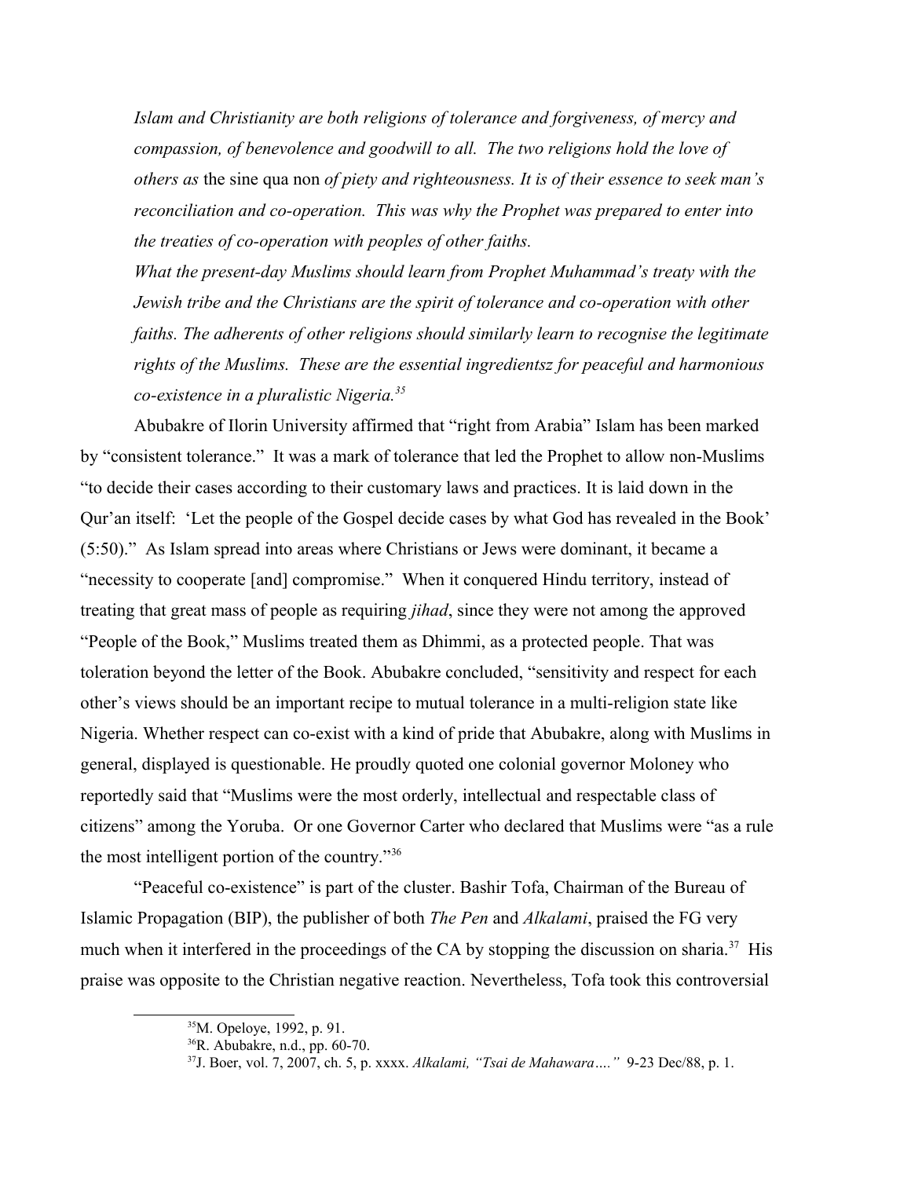> *Islam and Christianity are both religions of tolerance and forgiveness, of mercy and compassion, of benevolence and goodwill to all. The two religions hold the love of others as* the sine qua non *of piety and righteousness. It is of their essence to seek man's reconciliation and co-operation. This was why the Prophet was prepared to enter into the treaties of co-operation with peoples of other faiths.*
>
> *What the present-day Muslims should learn from Prophet Muhammad's treaty with the Jewish tribe and the Christians are the spirit of tolerance and co-operation with other faiths. The adherents of other religions should similarly learn to recognise the legitimate rights of the Muslims. These are the essential ingredientsz for peaceful and harmonious co-existence in a pluralistic Nigeria.*[35]

Abubakre of Ilorin University affirmed that "right from Arabia" Islam has been marked by "consistent tolerance." It was a mark of tolerance that led the Prophet to allow non-Muslims "to decide their cases according to their customary laws and practices. It is laid down in the Qur'an itself: 'Let the people of the Gospel decide cases by what God has revealed in the Book' (5:50)." As Islam spread into areas where Christians or Jews were dominant, it became a "necessity to cooperate [and] compromise." When it conquered Hindu territory, instead of treating that great mass of people as requiring *jihad*, since they were not among the approved "People of the Book," Muslims treated them as Dhimmi, as a protected people. That was toleration beyond the letter of the Book. Abubakre concluded, "sensitivity and respect for each other's views should be an important recipe to mutual tolerance in a multi-religion state like Nigeria. Whether respect can co-exist with a kind of pride that Abubakre, along with Muslims in general, displayed is questionable. He proudly quoted one colonial governor Moloney who reportedly said that "Muslims were the most orderly, intellectual and respectable class of citizens" among the Yoruba. Or one Governor Carter who declared that Muslims were "as a rule the most intelligent portion of the country."[36]

"Peaceful co-existence" is part of the cluster. Bashir Tofa, Chairman of the Bureau of Islamic Propagation (BIP), the publisher of both *The Pen* and *Alkalami*, praised the FG very much when it interfered in the proceedings of the CA by stopping the discussion on sharia.[37] His praise was opposite to the Christian negative reaction. Nevertheless, Tofa took this controversial

---

[35] M. Opeloye, 1992, p. 91.

[36] R. Abubakre, n.d., pp. 60-70.

[37] J. Boer, vol. 7, 2007, ch. 5, p. xxxx. *Alkalami, "Tsai de Mahawara…."* 9-23 Dec/88, p. 1.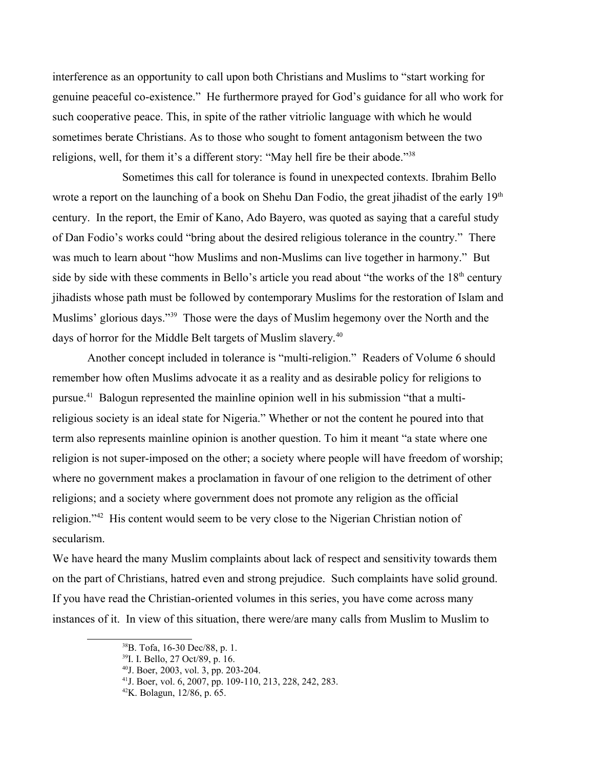interference as an opportunity to call upon both Christians and Muslims to "start working for genuine peaceful co-existence." He furthermore prayed for God's guidance for all who work for such cooperative peace. This, in spite of the rather vitriolic language with which he would sometimes berate Christians. As to those who sought to foment antagonism between the two religions, well, for them it's a different story: "May hell fire be their abode."[38]

Sometimes this call for tolerance is found in unexpected contexts. Ibrahim Bello wrote a report on the launching of a book on Shehu Dan Fodio, the great jihadist of the early 19th century. In the report, the Emir of Kano, Ado Bayero, was quoted as saying that a careful study of Dan Fodio's works could "bring about the desired religious tolerance in the country." There was much to learn about "how Muslims and non-Muslims can live together in harmony." But side by side with these comments in Bello's article you read about "the works of the 18th century jihadists whose path must be followed by contemporary Muslims for the restoration of Islam and Muslims' glorious days."[39] Those were the days of Muslim hegemony over the North and the days of horror for the Middle Belt targets of Muslim slavery.[40]

Another concept included in tolerance is "multi-religion." Readers of Volume 6 should remember how often Muslims advocate it as a reality and as desirable policy for religions to pursue.[41] Balogun represented the mainline opinion well in his submission "that a multi-religious society is an ideal state for Nigeria." Whether or not the content he poured into that term also represents mainline opinion is another question. To him it meant "a state where one religion is not super-imposed on the other; a society where people will have freedom of worship; where no government makes a proclamation in favour of one religion to the detriment of other religions; and a society where government does not promote any religion as the official religion."[42] His content would seem to be very close to the Nigerian Christian notion of secularism.

We have heard the many Muslim complaints about lack of respect and sensitivity towards them on the part of Christians, hatred even and strong prejudice. Such complaints have solid ground. If you have read the Christian-oriented volumes in this series, you have come across many instances of it. In view of this situation, there were/are many calls from Muslim to Muslim to

---

[38] B. Tofa, 16-30 Dec/88, p. 1.

[39] I. I. Bello, 27 Oct/89, p. 16.

[40] J. Boer, 2003, vol. 3, pp. 203-204.

[41] J. Boer, vol. 6, 2007, pp. 109-110, 213, 228, 242, 283.

[42] K. Bolagun, 12/86, p. 65.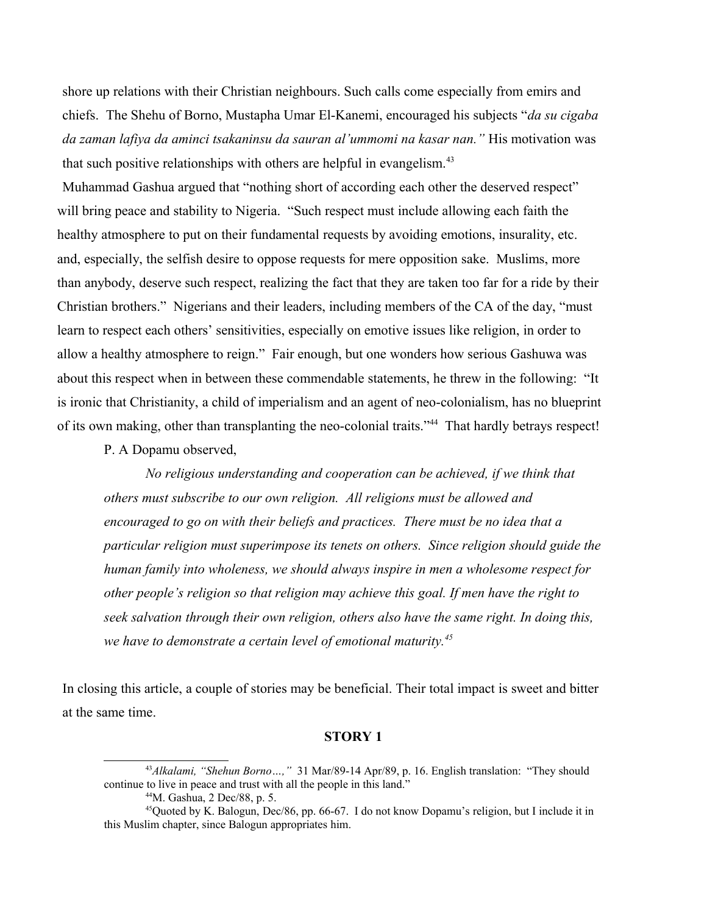shore up relations with their Christian neighbours. Such calls come especially from emirs and chiefs. The Shehu of Borno, Mustapha Umar El-Kanemi, encouraged his subjects "*da su cigaba da zaman lafiya da aminci tsakaninsu da sauran al'ummomi na kasar nan.*" His motivation was that such positive relationships with others are helpful in evangelism.[43]

Muhammad Gashua argued that "nothing short of according each other the deserved respect" will bring peace and stability to Nigeria. "Such respect must include allowing each faith the healthy atmosphere to put on their fundamental requests by avoiding emotions, insurality, etc. and, especially, the selfish desire to oppose requests for mere opposition sake. Muslims, more than anybody, deserve such respect, realizing the fact that they are taken too far for a ride by their Christian brothers." Nigerians and their leaders, including members of the CA of the day, "must learn to respect each others' sensitivities, especially on emotive issues like religion, in order to allow a healthy atmosphere to reign." Fair enough, but one wonders how serious Gashuwa was about this respect when in between these commendable statements, he threw in the following: "It is ironic that Christianity, a child of imperialism and an agent of neo-colonialism, has no blueprint of its own making, other than transplanting the neo-colonial traits."[44] That hardly betrays respect!

P. A Dopamu observed,

> *No religious understanding and cooperation can be achieved, if we think that others must subscribe to our own religion. All religions must be allowed and encouraged to go on with their beliefs and practices. There must be no idea that a particular religion must superimpose its tenets on others. Since religion should guide the human family into wholeness, we should always inspire in men a wholesome respect for other people's religion so that religion may achieve this goal. If men have the right to seek salvation through their own religion, others also have the same right. In doing this, we have to demonstrate a certain level of emotional maturity.*[45]

In closing this article, a couple of stories may be beneficial. Their total impact is sweet and bitter at the same time.

## STORY 1

---

[43] *Alkalami, "Shehun Borno…,"* 31 Mar/89-14 Apr/89, p. 16. English translation: "They should continue to live in peace and trust with all the people in this land."

[44] M. Gashua, 2 Dec/88, p. 5.

[45] Quoted by K. Balogun, Dec/86, pp. 66-67. I do not know Dopamu's religion, but I include it in this Muslim chapter, since Balogun appropriates him.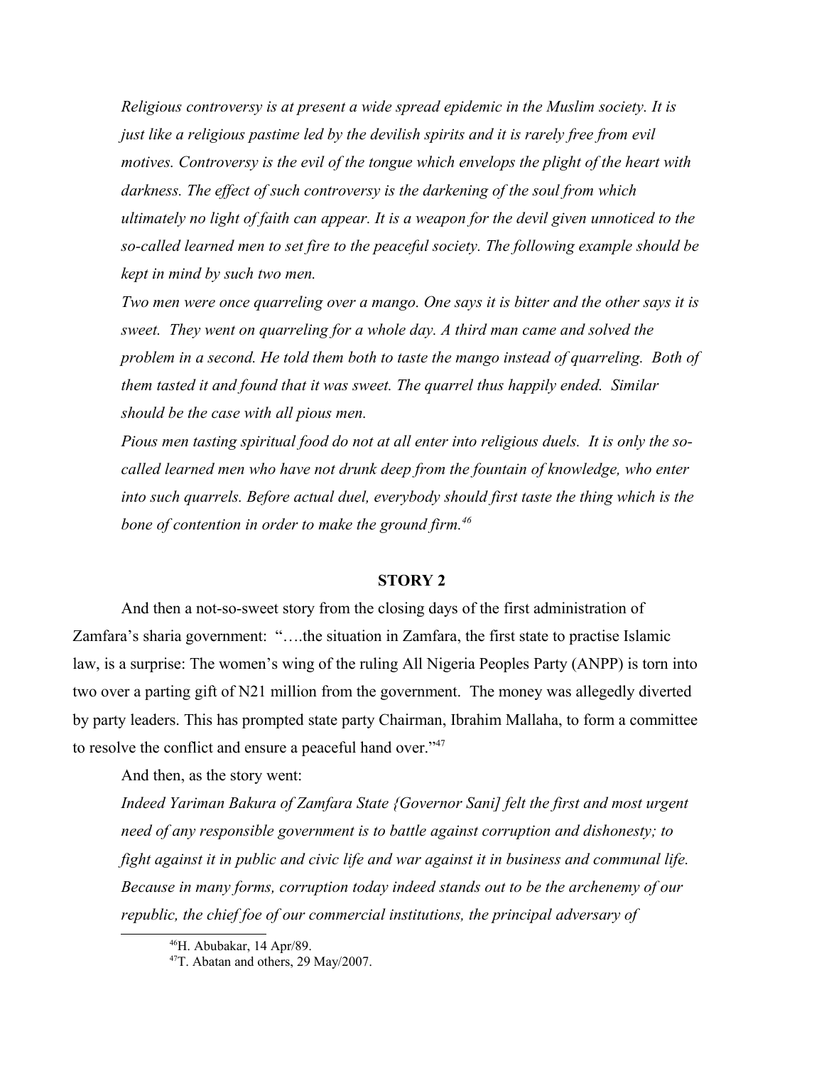*Religious controversy is at present a wide spread epidemic in the Muslim society. It is just like a religious pastime led by the devilish spirits and it is rarely free from evil motives. Controversy is the evil of the tongue which envelops the plight of the heart with darkness. The effect of such controversy is the darkening of the soul from which ultimately no light of faith can appear. It is a weapon for the devil given unnoticed to the so-called learned men to set fire to the peaceful society. The following example should be kept in mind by such two men.*

*Two men were once quarreling over a mango. One says it is bitter and the other says it is sweet. They went on quarreling for a whole day. A third man came and solved the problem in a second. He told them both to taste the mango instead of quarreling. Both of them tasted it and found that it was sweet. The quarrel thus happily ended. Similar should be the case with all pious men.*

*Pious men tasting spiritual food do not at all enter into religious duels. It is only the so-called learned men who have not drunk deep from the fountain of knowledge, who enter into such quarrels. Before actual duel, everybody should first taste the thing which is the bone of contention in order to make the ground firm.*[46]

**STORY 2**

And then a not-so-sweet story from the closing days of the first administration of Zamfara's sharia government: "….the situation in Zamfara, the first state to practise Islamic law, is a surprise: The women's wing of the ruling All Nigeria Peoples Party (ANPP) is torn into two over a parting gift of N21 million from the government. The money was allegedly diverted by party leaders. This has prompted state party Chairman, Ibrahim Mallaha, to form a committee to resolve the conflict and ensure a peaceful hand over."[47]

And then, as the story went:

*Indeed Yariman Bakura of Zamfara State {Governor Sani] felt the first and most urgent need of any responsible government is to battle against corruption and dishonesty; to fight against it in public and civic life and war against it in business and communal life. Because in many forms, corruption today indeed stands out to be the archenemy of our republic, the chief foe of our commercial institutions, the principal adversary of*

[46] H. Abubakar, 14 Apr/89.

[47] T. Abatan and others, 29 May/2007.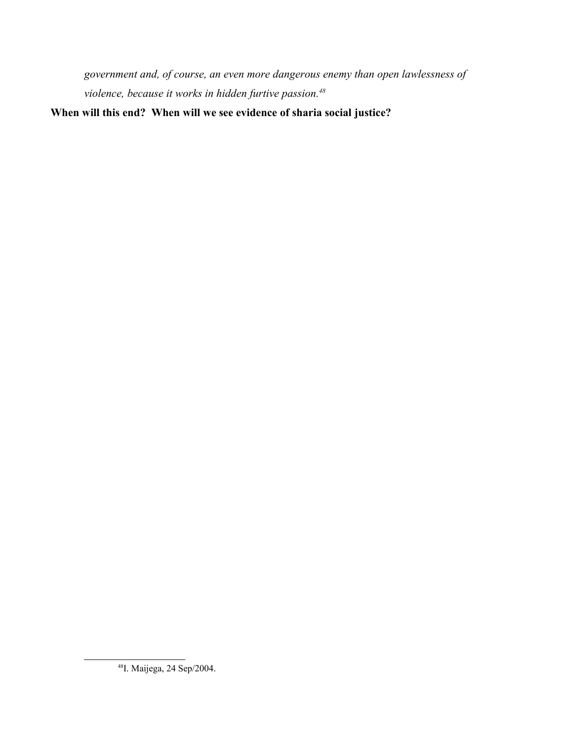*government and, of course, an even more dangerous enemy than open lawlessness of violence, because it works in hidden furtive passion.*[48]

**When will this end? When will we see evidence of sharia social justice?**

[48] I. Maijega, 24 Sep/2004.